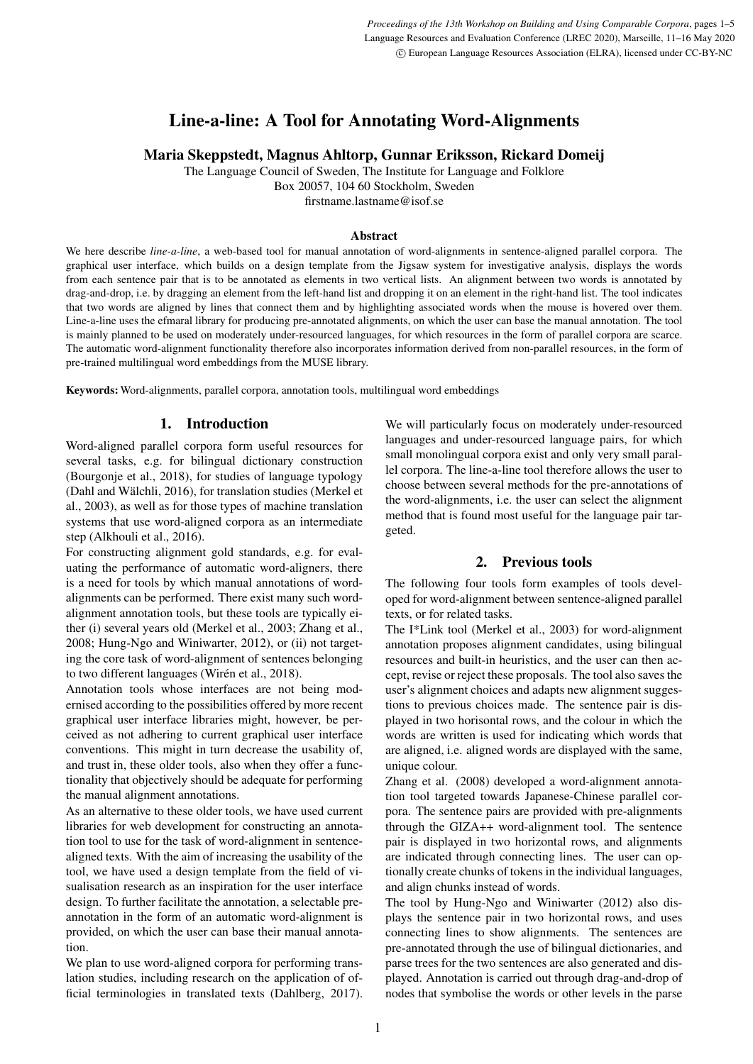# Line-a-line: A Tool for Annotating Word-Alignments

**Maria Skeppstedt, Magnus Ahltorp, Gunnar Eriksson, Rickard Domeij**

The Language Council of Sweden, The Institute for Language and Folklore
Box 20057, 104 60 Stockholm, Sweden
firstname.lastname@isof.se

### Abstract

We here describe *line-a-line*, a web-based tool for manual annotation of word-alignments in sentence-aligned parallel corpora. The graphical user interface, which builds on a design template from the Jigsaw system for investigative analysis, displays the words from each sentence pair that is to be annotated as elements in two vertical lists. An alignment between two words is annotated by drag-and-drop, i.e. by dragging an element from the left-hand list and dropping it on an element in the right-hand list. The tool indicates that two words are aligned by lines that connect them and by highlighting associated words when the mouse is hovered over them. Line-a-line uses the efmaral library for producing pre-annotated alignments, on which the user can base the manual annotation. The tool is mainly planned to be used on moderately under-resourced languages, for which resources in the form of parallel corpora are scarce. The automatic word-alignment functionality therefore also incorporates information derived from non-parallel resources, in the form of pre-trained multilingual word embeddings from the MUSE library.

**Keywords:** Word-alignments, parallel corpora, annotation tools, multilingual word embeddings

## 1. Introduction

Word-aligned parallel corpora form useful resources for several tasks, e.g. for bilingual dictionary construction (Bourgonje et al., 2018), for studies of language typology (Dahl and Wälchli, 2016), for translation studies (Merkel et al., 2003), as well as for those types of machine translation systems that use word-aligned corpora as an intermediate step (Alkhouli et al., 2016).

For constructing alignment gold standards, e.g. for evaluating the performance of automatic word-aligners, there is a need for tools by which manual annotations of word-alignments can be performed. There exist many such word-alignment annotation tools, but these tools are typically either (i) several years old (Merkel et al., 2003; Zhang et al., 2008; Hung-Ngo and Winiwarter, 2012), or (ii) not targeting the core task of word-alignment of sentences belonging to two different languages (Wirén et al., 2018).

Annotation tools whose interfaces are not being modernised according to the possibilities offered by more recent graphical user interface libraries might, however, be perceived as not adhering to current graphical user interface conventions. This might in turn decrease the usability of, and trust in, these older tools, also when they offer a functionality that objectively should be adequate for performing the manual alignment annotations.

As an alternative to these older tools, we have used current libraries for web development for constructing an annotation tool to use for the task of word-alignment in sentence-aligned texts. With the aim of increasing the usability of the tool, we have used a design template from the field of visualisation research as an inspiration for the user interface design. To further facilitate the annotation, a selectable pre-annotation in the form of an automatic word-alignment is provided, on which the user can base their manual annotation.

We plan to use word-aligned corpora for performing translation studies, including research on the application of official terminologies in translated texts (Dahlberg, 2017). We will particularly focus on moderately under-resourced languages and under-resourced language pairs, for which small monolingual corpora exist and only very small parallel corpora. The line-a-line tool therefore allows the user to choose between several methods for the pre-annotations of the word-alignments, i.e. the user can select the alignment method that is found most useful for the language pair targeted.

## 2. Previous tools

The following four tools form examples of tools developed for word-alignment between sentence-aligned parallel texts, or for related tasks.

The I\*Link tool (Merkel et al., 2003) for word-alignment annotation proposes alignment candidates, using bilingual resources and built-in heuristics, and the user can then accept, revise or reject these proposals. The tool also saves the user's alignment choices and adapts new alignment suggestions to previous choices made. The sentence pair is displayed in two horisontal rows, and the colour in which the words are written is used for indicating which words that are aligned, i.e. aligned words are displayed with the same, unique colour.

Zhang et al. (2008) developed a word-alignment annotation tool targeted towards Japanese-Chinese parallel corpora. The sentence pairs are provided with pre-alignments through the GIZA++ word-alignment tool. The sentence pair is displayed in two horizontal rows, and alignments are indicated through connecting lines. The user can optionally create chunks of tokens in the individual languages, and align chunks instead of words.

The tool by Hung-Ngo and Winiwarter (2012) also displays the sentence pair in two horizontal rows, and uses connecting lines to show alignments. The sentences are pre-annotated through the use of bilingual dictionaries, and parse trees for the two sentences are also generated and displayed. Annotation is carried out through drag-and-drop of nodes that symbolise the words or other levels in the parse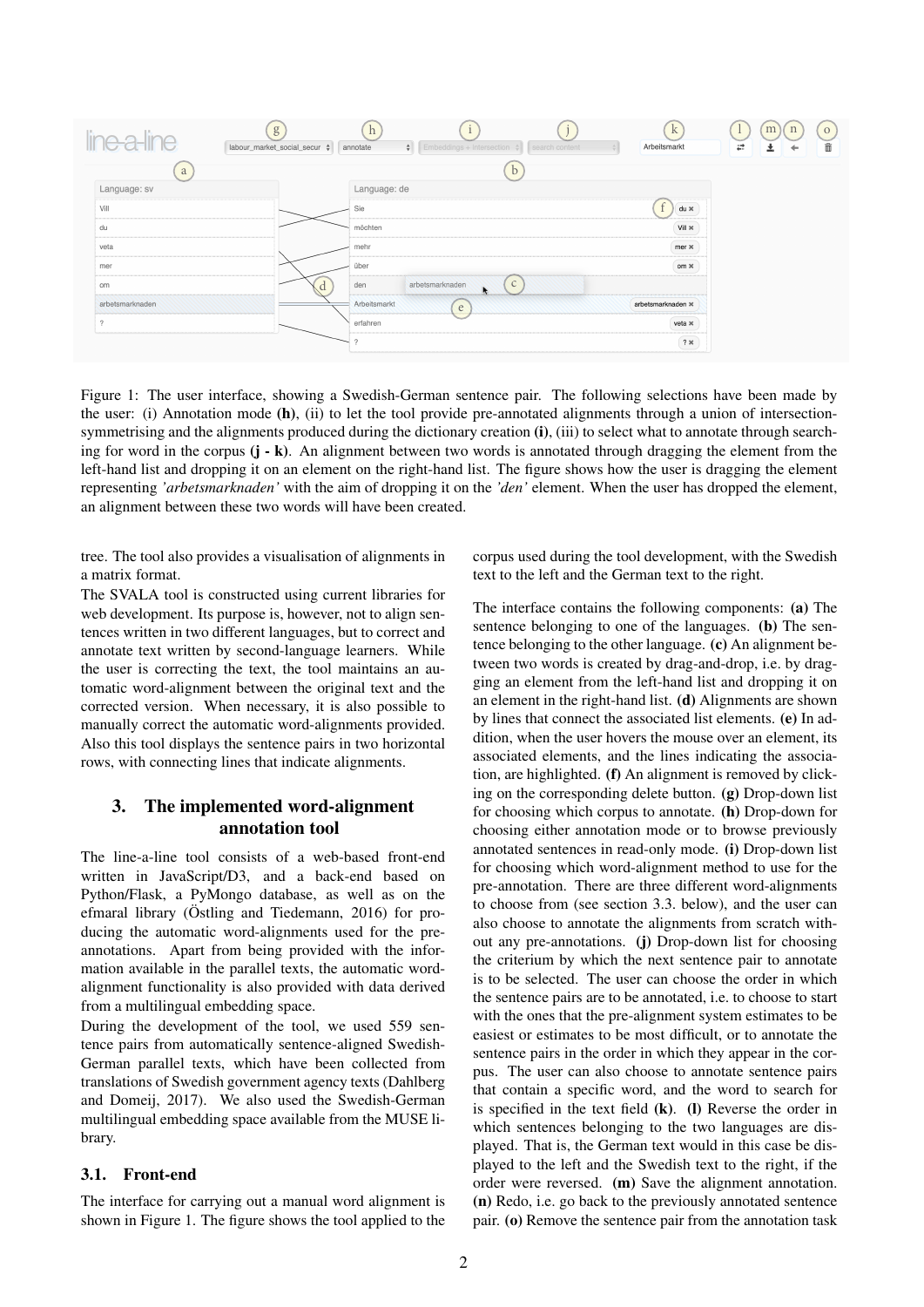Figure 1: The user interface, showing a Swedish-German sentence pair. The following selections have been made by the user: (i) Annotation mode **(h)**, (ii) to let the tool provide pre-annotated alignments through a union of intersection-symmetrising and the alignments produced during the dictionary creation **(i)**, (iii) to select what to annotate through searching for word in the corpus **(j - k)**. An alignment between two words is annotated through dragging the element from the left-hand list and dropping it on an element on the right-hand list. The figure shows how the user is dragging the element representing *'arbetsmarknaden'* with the aim of dropping it on the *'den'* element. When the user has dropped the element, an alignment between these two words will have been created.

tree. The tool also provides a visualisation of alignments in a matrix format.

The SVALA tool is constructed using current libraries for web development. Its purpose is, however, not to align sentences written in two different languages, but to correct and annotate text written by second-language learners. While the user is correcting the text, the tool maintains an automatic word-alignment between the original text and the corrected version. When necessary, it is also possible to manually correct the automatic word-alignments provided. Also this tool displays the sentence pairs in two horizontal rows, with connecting lines that indicate alignments.

## 3. The implemented word-alignment annotation tool

The line-a-line tool consists of a web-based front-end written in JavaScript/D3, and a back-end based on Python/Flask, a PyMongo database, as well as on the efmaral library (Östling and Tiedemann, 2016) for producing the automatic word-alignments used for the pre-annotations. Apart from being provided with the information available in the parallel texts, the automatic word-alignment functionality is also provided with data derived from a multilingual embedding space.

During the development of the tool, we used 559 sentence pairs from automatically sentence-aligned Swedish-German parallel texts, which have been collected from translations of Swedish government agency texts (Dahlberg and Domeij, 2017). We also used the Swedish-German multilingual embedding space available from the MUSE library.

### 3.1. Front-end

The interface for carrying out a manual word alignment is shown in Figure 1. The figure shows the tool applied to the corpus used during the tool development, with the Swedish text to the left and the German text to the right.

The interface contains the following components: **(a)** The sentence belonging to one of the languages. **(b)** The sentence belonging to the other language. **(c)** An alignment between two words is created by drag-and-drop, i.e. by dragging an element from the left-hand list and dropping it on an element in the right-hand list. **(d)** Alignments are shown by lines that connect the associated list elements. **(e)** In addition, when the user hovers the mouse over an element, its associated elements, and the lines indicating the association, are highlighted. **(f)** An alignment is removed by clicking on the corresponding delete button. **(g)** Drop-down list for choosing which corpus to annotate. **(h)** Drop-down for choosing either annotation mode or to browse previously annotated sentences in read-only mode. **(i)** Drop-down list for choosing which word-alignment method to use for the pre-annotation. There are three different word-alignments to choose from (see section 3.3. below), and the user can also choose to annotate the alignments from scratch without any pre-annotations. **(j)** Drop-down list for choosing the criterium by which the next sentence pair to annotate is to be selected. The user can choose the order in which the sentence pairs are to be annotated, i.e. to choose to start with the ones that the pre-alignment system estimates to be easiest or estimates to be most difficult, or to annotate the sentence pairs in the order in which they appear in the corpus. The user can also choose to annotate sentence pairs that contain a specific word, and the word to search for is specified in the text field **(k)**. **(l)** Reverse the order in which sentences belonging to the two languages are displayed. That is, the German text would in this case be displayed to the left and the Swedish text to the right, if the order were reversed. **(m)** Save the alignment annotation. **(n)** Redo, i.e. go back to the previously annotated sentence pair. **(o)** Remove the sentence pair from the annotation task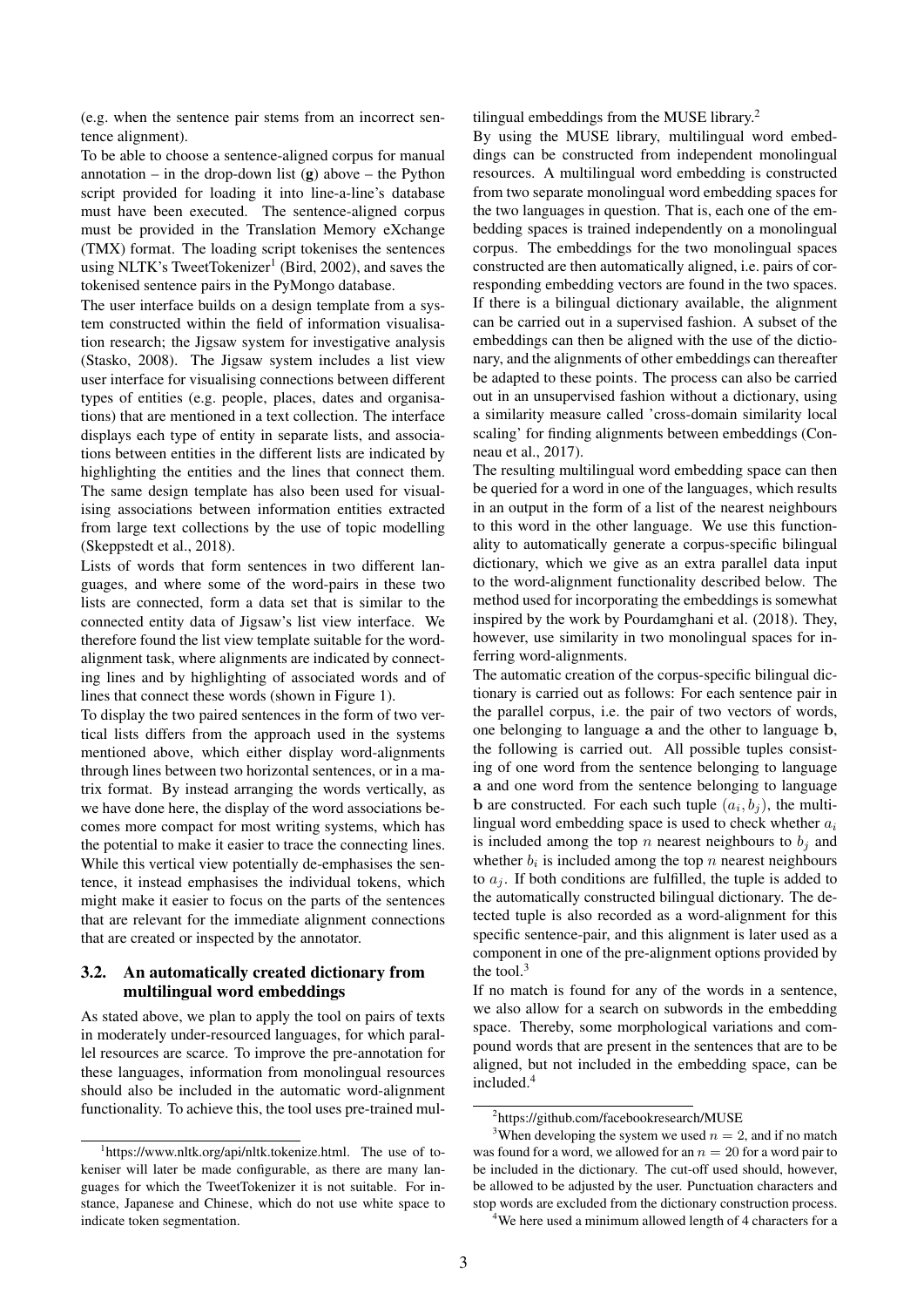(e.g. when the sentence pair stems from an incorrect sentence alignment).

To be able to choose a sentence-aligned corpus for manual annotation – in the drop-down list (**g**) above – the Python script provided for loading it into line-a-line's database must have been executed. The sentence-aligned corpus must be provided in the Translation Memory eXchange (TMX) format. The loading script tokenises the sentences using NLTK's TweetTokenizer[1] (Bird, 2002), and saves the tokenised sentence pairs in the PyMongo database.

The user interface builds on a design template from a system constructed within the field of information visualisation research; the Jigsaw system for investigative analysis (Stasko, 2008). The Jigsaw system includes a list view user interface for visualising connections between different types of entities (e.g. people, places, dates and organisations) that are mentioned in a text collection. The interface displays each type of entity in separate lists, and associations between entities in the different lists are indicated by highlighting the entities and the lines that connect them. The same design template has also been used for visualising associations between information entities extracted from large text collections by the use of topic modelling (Skeppstedt et al., 2018).

Lists of words that form sentences in two different languages, and where some of the word-pairs in these two lists are connected, form a data set that is similar to the connected entity data of Jigsaw's list view interface. We therefore found the list view template suitable for the word-alignment task, where alignments are indicated by connecting lines and by highlighting of associated words and of lines that connect these words (shown in Figure 1).

To display the two paired sentences in the form of two vertical lists differs from the approach used in the systems mentioned above, which either display word-alignments through lines between two horizontal sentences, or in a matrix format. By instead arranging the words vertically, as we have done here, the display of the word associations becomes more compact for most writing systems, which has the potential to make it easier to trace the connecting lines. While this vertical view potentially de-emphasises the sentence, it instead emphasises the individual tokens, which might make it easier to focus on the parts of the sentences that are relevant for the immediate alignment connections that are created or inspected by the annotator.

### 3.2. An automatically created dictionary from multilingual word embeddings

As stated above, we plan to apply the tool on pairs of texts in moderately under-resourced languages, for which parallel resources are scarce. To improve the pre-annotation for these languages, information from monolingual resources should also be included in the automatic word-alignment functionality. To achieve this, the tool uses pre-trained multilingual embeddings from the MUSE library.[2]

By using the MUSE library, multilingual word embeddings can be constructed from independent monolingual resources. A multilingual word embedding is constructed from two separate monolingual word embedding spaces for the two languages in question. That is, each one of the embedding spaces is trained independently on a monolingual corpus. The embeddings for the two monolingual spaces constructed are then automatically aligned, i.e. pairs of corresponding embedding vectors are found in the two spaces. If there is a bilingual dictionary available, the alignment can be carried out in a supervised fashion. A subset of the embeddings can then be aligned with the use of the dictionary, and the alignments of other embeddings can thereafter be adapted to these points. The process can also be carried out in an unsupervised fashion without a dictionary, using a similarity measure called 'cross-domain similarity local scaling' for finding alignments between embeddings (Conneau et al., 2017).

The resulting multilingual word embedding space can then be queried for a word in one of the languages, which results in an output in the form of a list of the nearest neighbours to this word in the other language. We use this functionality to automatically generate a corpus-specific bilingual dictionary, which we give as an extra parallel data input to the word-alignment functionality described below. The method used for incorporating the embeddings is somewhat inspired by the work by Pourdamghani et al. (2018). They, however, use similarity in two monolingual spaces for inferring word-alignments.

The automatic creation of the corpus-specific bilingual dictionary is carried out as follows: For each sentence pair in the parallel corpus, i.e. the pair of two vectors of words, one belonging to language $\mathbf{a}$ and the other to language $\mathbf{b}$, the following is carried out. All possible tuples consisting of one word from the sentence belonging to language $\mathbf{a}$ and one word from the sentence belonging to language $\mathbf{b}$ are constructed. For each such tuple $(a_i, b_j)$, the multilingual word embedding space is used to check whether $a_i$ is included among the top $n$ nearest neighbours to $b_j$ and whether $b_i$ is included among the top $n$ nearest neighbours to $a_j$. If both conditions are fulfilled, the tuple is added to the automatically constructed bilingual dictionary. The detected tuple is also recorded as a word-alignment for this specific sentence-pair, and this alignment is later used as a component in one of the pre-alignment options provided by the tool.[3]

If no match is found for any of the words in a sentence, we also allow for a search on subwords in the embedding space. Thereby, some morphological variations and compound words that are present in the sentences that are to be aligned, but not included in the embedding space, can be included.[4]

[1] https://www.nltk.org/api/nltk.tokenize.html. The use of tokeniser will later be made configurable, as there are many languages for which the TweetTokenizer it is not suitable. For instance, Japanese and Chinese, which do not use white space to indicate token segmentation.

[2] https://github.com/facebookresearch/MUSE

[3] When developing the system we used $n = 2$, and if no match was found for a word, we allowed for an $n = 20$ for a word pair to be included in the dictionary. The cut-off used should, however, be allowed to be adjusted by the user. Punctuation characters and stop words are excluded from the dictionary construction process.

[4] We here used a minimum allowed length of 4 characters for a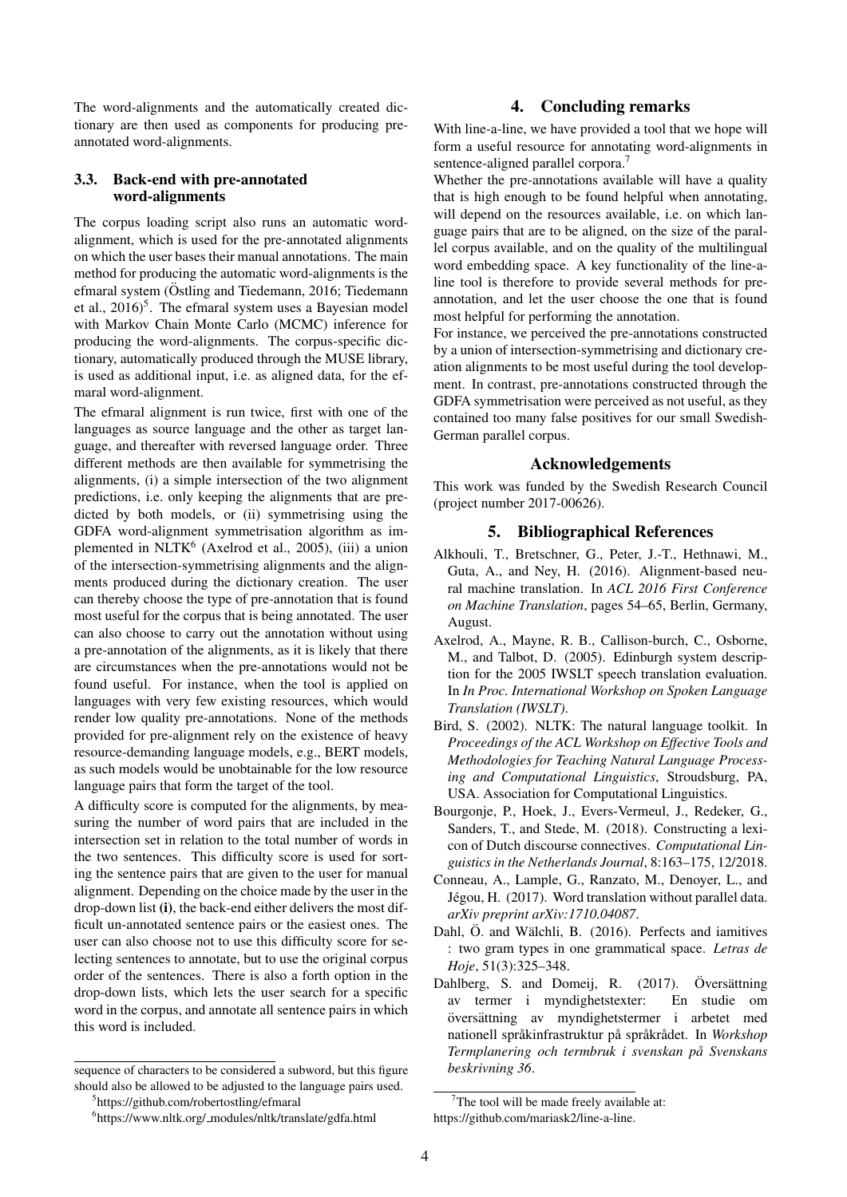The word-alignments and the automatically created dictionary are then used as components for producing pre-annotated word-alignments.

### 3.3. Back-end with pre-annotated word-alignments

The corpus loading script also runs an automatic word-alignment, which is used for the pre-annotated alignments on which the user bases their manual annotations. The main method for producing the automatic word-alignments is the efmaral system (Östling and Tiedemann, 2016; Tiedemann et al., 2016)[5]. The efmaral system uses a Bayesian model with Markov Chain Monte Carlo (MCMC) inference for producing the word-alignments. The corpus-specific dictionary, automatically produced through the MUSE library, is used as additional input, i.e. as aligned data, for the efmaral word-alignment.

The efmaral alignment is run twice, first with one of the languages as source language and the other as target language, and thereafter with reversed language order. Three different methods are then available for symmetrising the alignments, (i) a simple intersection of the two alignment predictions, i.e. only keeping the alignments that are predicted by both models, or (ii) symmetrising using the GDFA word-alignment symmetrisation algorithm as implemented in NLTK[6] (Axelrod et al., 2005), (iii) a union of the intersection-symmetrising alignments and the alignments produced during the dictionary creation. The user can thereby choose the type of pre-annotation that is found most useful for the corpus that is being annotated. The user can also choose to carry out the annotation without using a pre-annotation of the alignments, as it is likely that there are circumstances when the pre-annotations would not be found useful. For instance, when the tool is applied on languages with very few existing resources, which would render low quality pre-annotations. None of the methods provided for pre-alignment rely on the existence of heavy resource-demanding language models, e.g., BERT models, as such models would be unobtainable for the low resource language pairs that form the target of the tool.

A difficulty score is computed for the alignments, by measuring the number of word pairs that are included in the intersection set in relation to the total number of words in the two sentences. This difficulty score is used for sorting the sentence pairs that are given to the user for manual alignment. Depending on the choice made by the user in the drop-down list **(i)**, the back-end either delivers the most difficult un-annotated sentence pairs or the easiest ones. The user can also choose not to use this difficulty score for selecting sentences to annotate, but to use the original corpus order of the sentences. There is also a forth option in the drop-down lists, which lets the user search for a specific word in the corpus, and annotate all sentence pairs in which this word is included.

sequence of characters to be considered a subword, but this figure should also be allowed to be adjusted to the language pairs used.

[5] https://github.com/robertostling/efmaral

[6] https://www.nltk.org/_modules/nltk/translate/gdfa.html

## 4. Concluding remarks

With line-a-line, we have provided a tool that we hope will form a useful resource for annotating word-alignments in sentence-aligned parallel corpora.[7]

Whether the pre-annotations available will have a quality that is high enough to be found helpful when annotating, will depend on the resources available, i.e. on which language pairs that are to be aligned, on the size of the parallel corpus available, and on the quality of the multilingual word embedding space. A key functionality of the line-a-line tool is therefore to provide several methods for pre-annotation, and let the user choose the one that is found most helpful for performing the annotation.

For instance, we perceived the pre-annotations constructed by a union of intersection-symmetrising and dictionary creation alignments to be most useful during the tool development. In contrast, pre-annotations constructed through the GDFA symmetrisation were perceived as not useful, as they contained too many false positives for our small Swedish-German parallel corpus.

## Acknowledgements

This work was funded by the Swedish Research Council (project number 2017-00626).

## 5. Bibliographical References

Alkhouli, T., Bretschner, G., Peter, J.-T., Hethnawi, M., Guta, A., and Ney, H. (2016). Alignment-based neural machine translation. In *ACL 2016 First Conference on Machine Translation*, pages 54–65, Berlin, Germany, August.

Axelrod, A., Mayne, R. B., Callison-burch, C., Osborne, M., and Talbot, D. (2005). Edinburgh system description for the 2005 IWSLT speech translation evaluation. In *In Proc. International Workshop on Spoken Language Translation (IWSLT)*.

Bird, S. (2002). NLTK: The natural language toolkit. In *Proceedings of the ACL Workshop on Effective Tools and Methodologies for Teaching Natural Language Processing and Computational Linguistics*, Stroudsburg, PA, USA. Association for Computational Linguistics.

Bourgonje, P., Hoek, J., Evers-Vermeul, J., Redeker, G., Sanders, T., and Stede, M. (2018). Constructing a lexicon of Dutch discourse connectives. *Computational Linguistics in the Netherlands Journal*, 8:163–175, 12/2018.

Conneau, A., Lample, G., Ranzato, M., Denoyer, L., and Jégou, H. (2017). Word translation without parallel data. *arXiv preprint arXiv:1710.04087*.

Dahl, Ö. and Wälchli, B. (2016). Perfects and iamitives : two gram types in one grammatical space. *Letras de Hoje*, 51(3):325–348.

Dahlberg, S. and Domeij, R. (2017). Översättning av termer i myndighetstexter: En studie om översättning av myndighetstermer i arbetet med nationell språkinfrastruktur på språkrådet. In *Workshop Termplanering och termbruk i svenskan på Svenskans beskrivning 36*.

[7] The tool will be made freely available at: https://github.com/mariask2/line-a-line.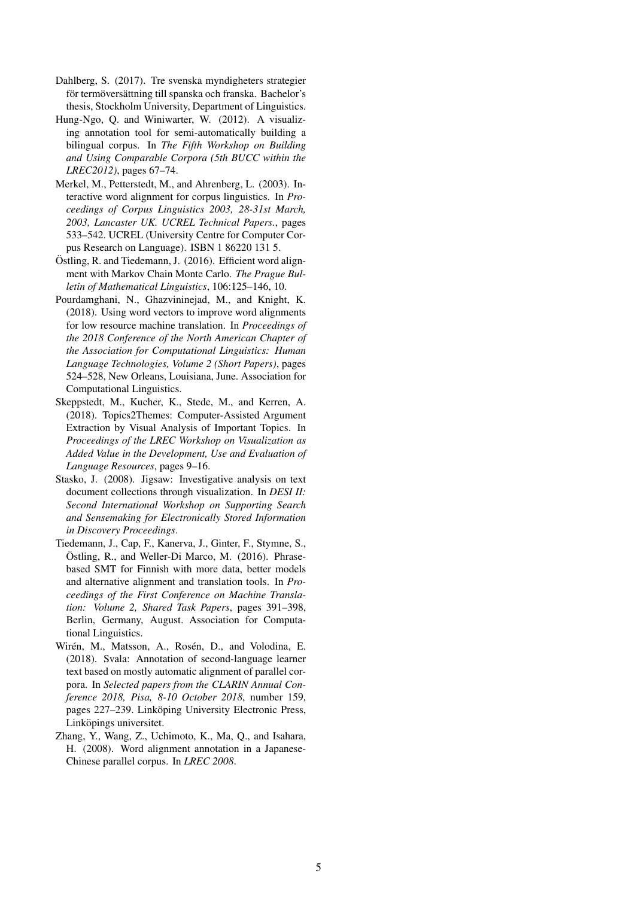Dahlberg, S. (2017). Tre svenska myndigheters strategier för termöversättning till spanska och franska. Bachelor's thesis, Stockholm University, Department of Linguistics.

Hung-Ngo, Q. and Winiwarter, W. (2012). A visualizing annotation tool for semi-automatically building a bilingual corpus. In *The Fifth Workshop on Building and Using Comparable Corpora (5th BUCC within the LREC2012)*, pages 67–74.

Merkel, M., Petterstedt, M., and Ahrenberg, L. (2003). Interactive word alignment for corpus linguistics. In *Proceedings of Corpus Linguistics 2003, 28-31st March, 2003, Lancaster UK. UCREL Technical Papers.*, pages 533–542. UCREL (University Centre for Computer Corpus Research on Language). ISBN 1 86220 131 5.

Östling, R. and Tiedemann, J. (2016). Efficient word alignment with Markov Chain Monte Carlo. *The Prague Bulletin of Mathematical Linguistics*, 106:125–146, 10.

Pourdamghani, N., Ghazvininejad, M., and Knight, K. (2018). Using word vectors to improve word alignments for low resource machine translation. In *Proceedings of the 2018 Conference of the North American Chapter of the Association for Computational Linguistics: Human Language Technologies, Volume 2 (Short Papers)*, pages 524–528, New Orleans, Louisiana, June. Association for Computational Linguistics.

Skeppstedt, M., Kucher, K., Stede, M., and Kerren, A. (2018). Topics2Themes: Computer-Assisted Argument Extraction by Visual Analysis of Important Topics. In *Proceedings of the LREC Workshop on Visualization as Added Value in the Development, Use and Evaluation of Language Resources*, pages 9–16.

Stasko, J. (2008). Jigsaw: Investigative analysis on text document collections through visualization. In *DESI II: Second International Workshop on Supporting Search and Sensemaking for Electronically Stored Information in Discovery Proceedings*.

Tiedemann, J., Cap, F., Kanerva, J., Ginter, F., Stymne, S., Östling, R., and Weller-Di Marco, M. (2016). Phrase-based SMT for Finnish with more data, better models and alternative alignment and translation tools. In *Proceedings of the First Conference on Machine Translation: Volume 2, Shared Task Papers*, pages 391–398, Berlin, Germany, August. Association for Computational Linguistics.

Wirén, M., Matsson, A., Rosén, D., and Volodina, E. (2018). Svala: Annotation of second-language learner text based on mostly automatic alignment of parallel corpora. In *Selected papers from the CLARIN Annual Conference 2018, Pisa, 8-10 October 2018*, number 159, pages 227–239. Linköping University Electronic Press, Linköpings universitet.

Zhang, Y., Wang, Z., Uchimoto, K., Ma, Q., and Isahara, H. (2008). Word alignment annotation in a Japanese-Chinese parallel corpus. In *LREC 2008*.